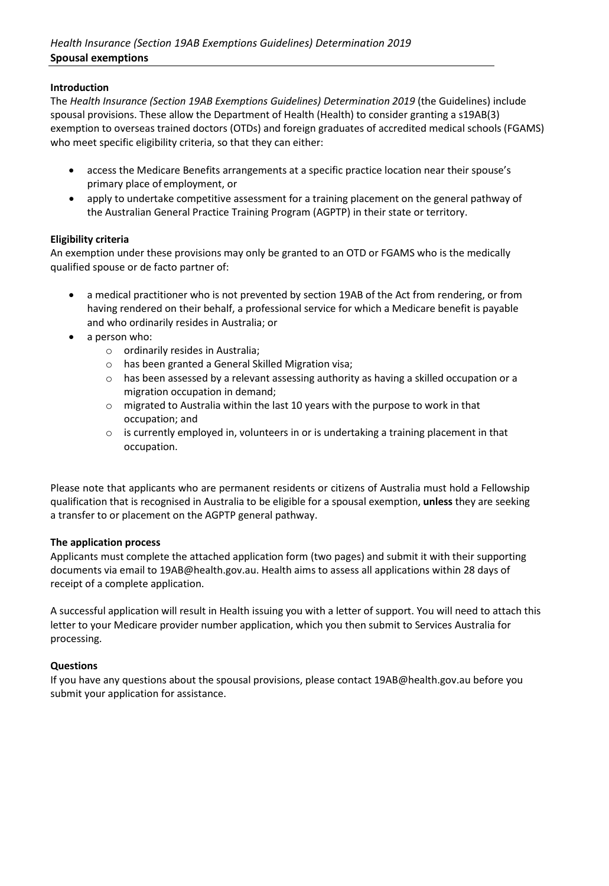*Health Insurance (Section 19AB Exemptions Guidelines) Determination 2019*

# Spousal exemptions

## Introduction

The *Health Insurance (Section 19AB Exemptions Guidelines) Determination 2019* (the Guidelines) include spousal provisions. These allow the Department of Health (Health) to consider granting a s19AB(3) exemption to overseas trained doctors (OTDs) and foreign graduates of accredited medical schools (FGAMS) who meet specific eligibility criteria, so that they can either:

- access the Medicare Benefits arrangements at a specific practice location near their spouse's primary place of employment, or
- apply to undertake competitive assessment for a training placement on the general pathway of the Australian General Practice Training Program (AGPTP) in their state or territory.

## Eligibility criteria

An exemption under these provisions may only be granted to an OTD or FGAMS who is the medically qualified spouse or de facto partner of:

- a medical practitioner who is not prevented by section 19AB of the Act from rendering, or from having rendered on their behalf, a professional service for which a Medicare benefit is payable and who ordinarily resides in Australia; or
- a person who:
  - ordinarily resides in Australia;
  - has been granted a General Skilled Migration visa;
  - has been assessed by a relevant assessing authority as having a skilled occupation or a migration occupation in demand;
  - migrated to Australia within the last 10 years with the purpose to work in that occupation; and
  - is currently employed in, volunteers in or is undertaking a training placement in that occupation.

Please note that applicants who are permanent residents or citizens of Australia must hold a Fellowship qualification that is recognised in Australia to be eligible for a spousal exemption, **unless** they are seeking a transfer to or placement on the AGPTP general pathway.

## The application process

Applicants must complete the attached application form (two pages) and submit it with their supporting documents via email to 19AB@health.gov.au. Health aims to assess all applications within 28 days of receipt of a complete application.

A successful application will result in Health issuing you with a letter of support. You will need to attach this letter to your Medicare provider number application, which you then submit to Services Australia for processing.

## Questions

If you have any questions about the spousal provisions, please contact 19AB@health.gov.au before you submit your application for assistance.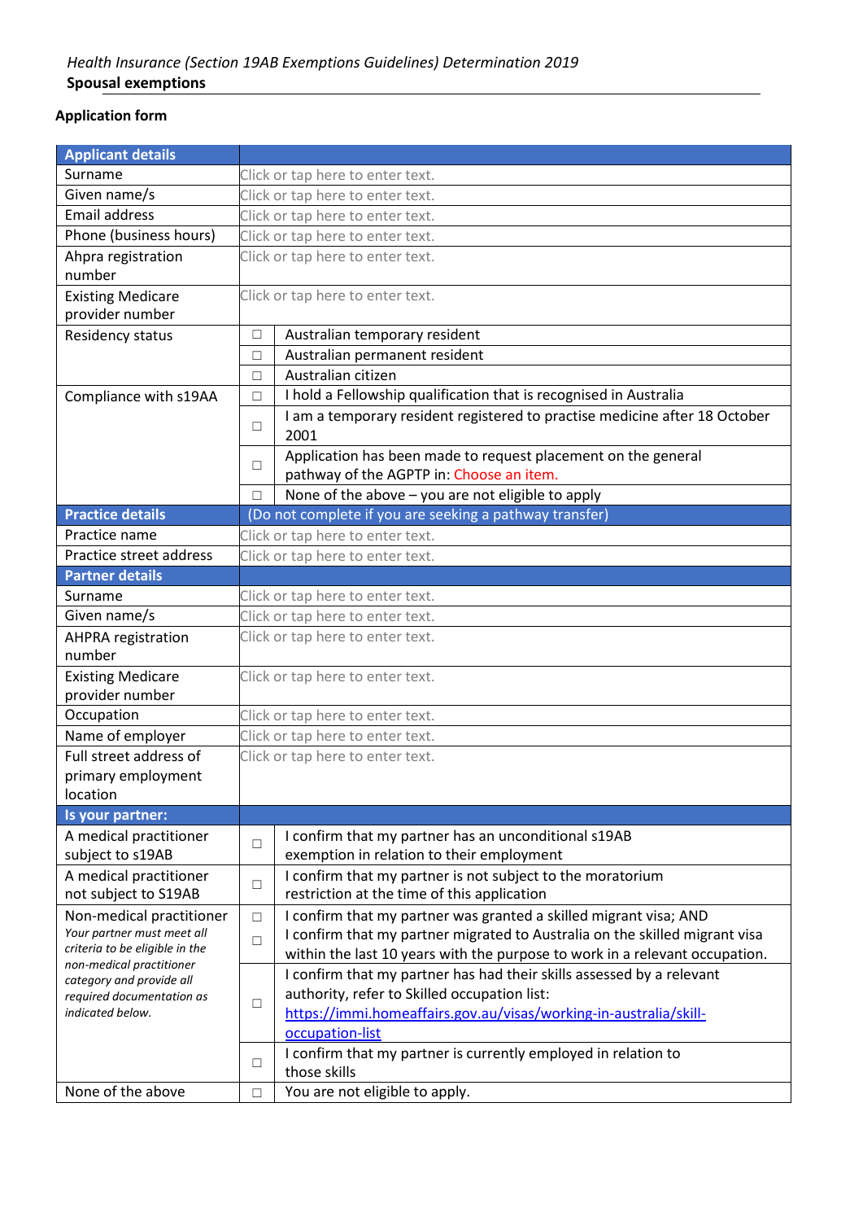*Health Insurance (Section 19AB Exemptions Guidelines) Determination 2019*

**Spousal exemptions**

**Application form**

| **Applicant details** | | |
|---|---|---|
| Surname | Click or tap here to enter text. | |
| Given name/s | Click or tap here to enter text. | |
| Email address | Click or tap here to enter text. | |
| Phone (business hours) | Click or tap here to enter text. | |
| Ahpra registration number | Click or tap here to enter text. | |
| Existing Medicare provider number | Click or tap here to enter text. | |
| Residency status | ☐ | Australian temporary resident |
| | ☐ | Australian permanent resident |
| | ☐ | Australian citizen |
| Compliance with s19AA | ☐ | I hold a Fellowship qualification that is recognised in Australia |
| | ☐ | I am a temporary resident registered to practise medicine after 18 October 2001 |
| | ☐ | Application has been made to request placement on the general pathway of the AGPTP in: Choose an item. |
| | ☐ | None of the above – you are not eligible to apply |
| **Practice details** | (Do not complete if you are seeking a pathway transfer) | |
| Practice name | Click or tap here to enter text. | |
| Practice street address | Click or tap here to enter text. | |
| **Partner details** | | |
| Surname | Click or tap here to enter text. | |
| Given name/s | Click or tap here to enter text. | |
| AHPRA registration number | Click or tap here to enter text. | |
| Existing Medicare provider number | Click or tap here to enter text. | |
| Occupation | Click or tap here to enter text. | |
| Name of employer | Click or tap here to enter text. | |
| Full street address of primary employment location | Click or tap here to enter text. | |
| **Is your partner:** | | |
| A medical practitioner subject to s19AB | ☐ | I confirm that my partner has an unconditional s19AB exemption in relation to their employment |
| A medical practitioner not subject to S19AB | ☐ | I confirm that my partner is not subject to the moratorium restriction at the time of this application |
| Non-medical practitioner *Your partner must meet all criteria to be eligible in the non-medical practitioner category and provide all required documentation as indicated below.* | ☐ | I confirm that my partner was granted a skilled migrant visa; AND |
| | ☐ | I confirm that my partner migrated to Australia on the skilled migrant visa within the last 10 years with the purpose to work in a relevant occupation. |
| | ☐ | I confirm that my partner has had their skills assessed by a relevant authority, refer to Skilled occupation list: https://immi.homeaffairs.gov.au/visas/working-in-australia/skill-occupation-list |
| | ☐ | I confirm that my partner is currently employed in relation to those skills |
| None of the above | ☐ | You are not eligible to apply. |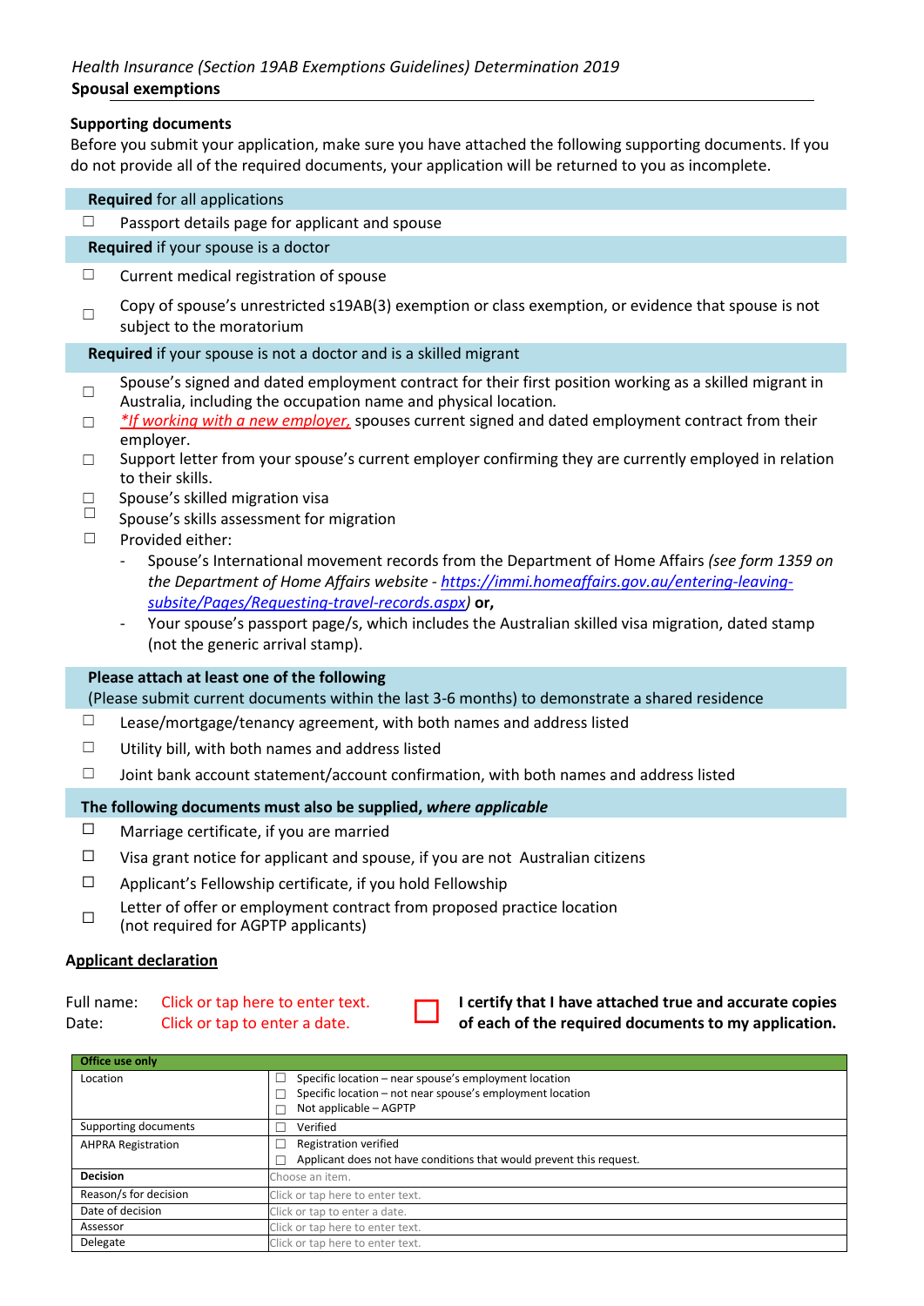*Health Insurance (Section 19AB Exemptions Guidelines) Determination 2019*

**Spousal exemptions**

**Supporting documents**

Before you submit your application, make sure you have attached the following supporting documents. If you do not provide all of the required documents, your application will be returned to you as incomplete.

**Required** for all applications

☐ Passport details page for applicant and spouse

**Required** if your spouse is a doctor

☐ Current medical registration of spouse

☐ Copy of spouse's unrestricted s19AB(3) exemption or class exemption, or evidence that spouse is not subject to the moratorium

**Required** if your spouse is not a doctor and is a skilled migrant

☐ Spouse's signed and dated employment contract for their first position working as a skilled migrant in Australia, including the occupation name and physical location.

☐ *\*If working with a new employer,* spouses current signed and dated employment contract from their employer.

☐ Support letter from your spouse's current employer confirming they are currently employed in relation to their skills.

☐ Spouse's skilled migration visa

☐ Spouse's skills assessment for migration

☐ Provided either:

- Spouse's International movement records from the Department of Home Affairs *(see form 1359 on the Department of Home Affairs website - https://immi.homeaffairs.gov.au/entering-leaving-subsite/Pages/Requesting-travel-records.aspx)* **or,**
- Your spouse's passport page/s, which includes the Australian skilled visa migration, dated stamp (not the generic arrival stamp).

**Please attach at least one of the following**
(Please submit current documents within the last 3-6 months) to demonstrate a shared residence

☐ Lease/mortgage/tenancy agreement, with both names and address listed

☐ Utility bill, with both names and address listed

☐ Joint bank account statement/account confirmation, with both names and address listed

**The following documents must also be supplied, *where applicable***

☐ Marriage certificate, if you are married

☐ Visa grant notice for applicant and spouse, if you are not Australian citizens

☐ Applicant's Fellowship certificate, if you hold Fellowship

☐ Letter of offer or employment contract from proposed practice location (not required for AGPTP applicants)

**Applicant declaration**

Full name: Click or tap here to enter text.
Date: Click or tap to enter a date.

☐ **I certify that I have attached true and accurate copies of each of the required documents to my application.**

| **Office use only** | |
|---|---|
| Location | ☐ Specific location – near spouse's employment location<br>☐ Specific location – not near spouse's employment location<br>☐ Not applicable – AGPTP |
| Supporting documents | ☐ Verified |
| AHPRA Registration | ☐ Registration verified<br>☐ Applicant does not have conditions that would prevent this request. |
| **Decision** | Choose an item. |
| Reason/s for decision | Click or tap here to enter text. |
| Date of decision | Click or tap to enter a date. |
| Assessor | Click or tap here to enter text. |
| Delegate | Click or tap here to enter text. |